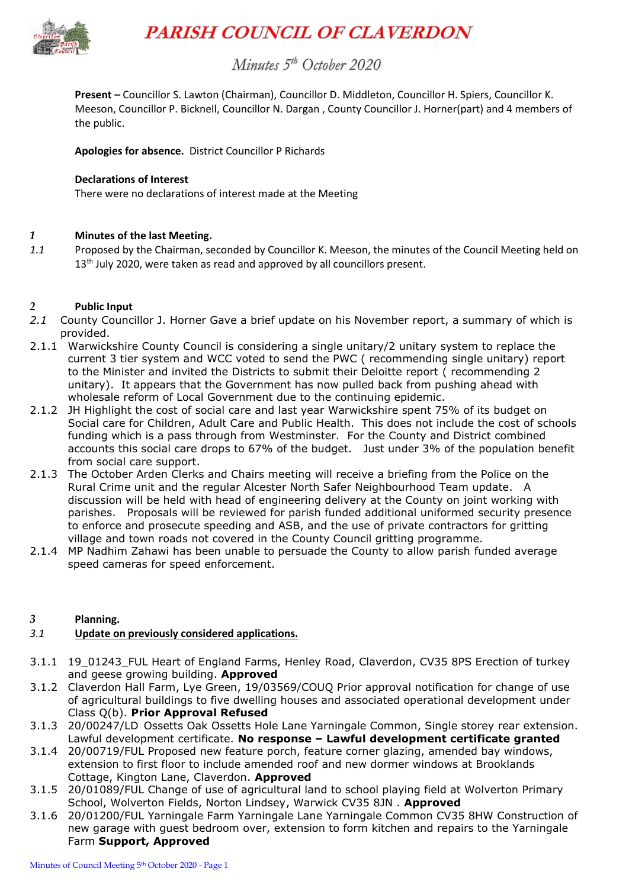# PARISH COUNCIL OF CLAVERDON

## Minutes 5th October 2020

**Present –** Councillor S. Lawton (Chairman), Councillor D. Middleton, Councillor H. Spiers, Councillor K. Meeson, Councillor P. Bicknell, Councillor N. Dargan , County Councillor J. Horner(part) and 4 members of the public.

**Apologies for absence.** District Councillor P Richards

**Declarations of Interest**
There were no declarations of interest made at the Meeting

### *1* Minutes of the last Meeting.

*1.1* Proposed by the Chairman, seconded by Councillor K. Meeson, the minutes of the Council Meeting held on 13th July 2020, were taken as read and approved by all councillors present.

### *2* Public Input

*2.1* County Councillor J. Horner Gave a brief update on his November report, a summary of which is provided.

2.1.1 Warwickshire County Council is considering a single unitary/2 unitary system to replace the current 3 tier system and WCC voted to send the PWC ( recommending single unitary) report to the Minister and invited the Districts to submit their Deloitte report ( recommending 2 unitary). It appears that the Government has now pulled back from pushing ahead with wholesale reform of Local Government due to the continuing epidemic.

2.1.2 JH Highlight the cost of social care and last year Warwickshire spent 75% of its budget on Social care for Children, Adult Care and Public Health. This does not include the cost of schools funding which is a pass through from Westminster. For the County and District combined accounts this social care drops to 67% of the budget. Just under 3% of the population benefit from social care support.

2.1.3 The October Arden Clerks and Chairs meeting will receive a briefing from the Police on the Rural Crime unit and the regular Alcester North Safer Neighbourhood Team update. A discussion will be held with head of engineering delivery at the County on joint working with parishes. Proposals will be reviewed for parish funded additional uniformed security presence to enforce and prosecute speeding and ASB, and the use of private contractors for gritting village and town roads not covered in the County Council gritting programme.

2.1.4 MP Nadhim Zahawi has been unable to persuade the County to allow parish funded average speed cameras for speed enforcement.

### *3* Planning.

*3.1* <u>**Update on previously considered applications.**</u>

3.1.1 19_01243_FUL Heart of England Farms, Henley Road, Claverdon, CV35 8PS Erection of turkey and geese growing building. **Approved**

3.1.2 Claverdon Hall Farm, Lye Green, 19/03569/COUQ Prior approval notification for change of use of agricultural buildings to five dwelling houses and associated operational development under Class Q(b). **Prior Approval Refused**

3.1.3 20/00247/LD Ossetts Oak Ossetts Hole Lane Yarningale Common, Single storey rear extension. Lawful development certificate. **No response – Lawful development certificate granted**

3.1.4 20/00719/FUL Proposed new feature porch, feature corner glazing, amended bay windows, extension to first floor to include amended roof and new dormer windows at Brooklands Cottage, Kington Lane, Claverdon. **Approved**

3.1.5 20/01089/FUL Change of use of agricultural land to school playing field at Wolverton Primary School, Wolverton Fields, Norton Lindsey, Warwick CV35 8JN . **Approved**

3.1.6 20/01200/FUL Yarningale Farm Yarningale Lane Yarningale Common CV35 8HW Construction of new garage with guest bedroom over, extension to form kitchen and repairs to the Yarningale Farm **Support, Approved**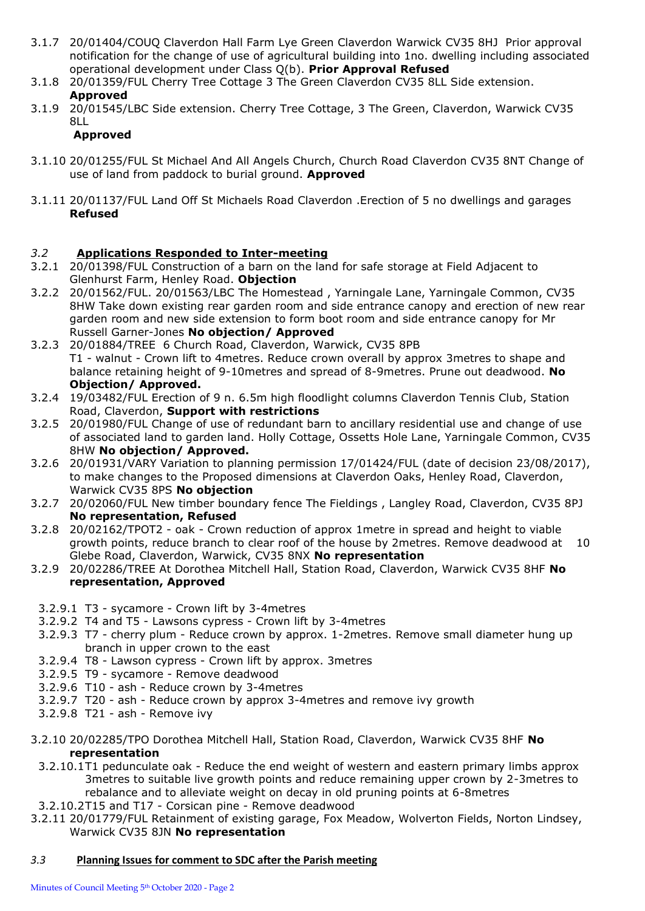3.1.7 20/01404/COUQ Claverdon Hall Farm Lye Green Claverdon Warwick CV35 8HJ Prior approval notification for the change of use of agricultural building into 1no. dwelling including associated operational development under Class Q(b). **Prior Approval Refused**

3.1.8 20/01359/FUL Cherry Tree Cottage 3 The Green Claverdon CV35 8LL Side extension. **Approved**

3.1.9 20/01545/LBC Side extension. Cherry Tree Cottage, 3 The Green, Claverdon, Warwick CV35 8LL **Approved**

3.1.10 20/01255/FUL St Michael And All Angels Church, Church Road Claverdon CV35 8NT Change of use of land from paddock to burial ground. **Approved**

3.1.11 20/01137/FUL Land Off St Michaels Road Claverdon .Erection of 5 no dwellings and garages **Refused**

## *3.2* **Applications Responded to Inter-meeting**

3.2.1 20/01398/FUL Construction of a barn on the land for safe storage at Field Adjacent to Glenhurst Farm, Henley Road. **Objection**

3.2.2 20/01562/FUL. 20/01563/LBC The Homestead , Yarningale Lane, Yarningale Common, CV35 8HW Take down existing rear garden room and side entrance canopy and erection of new rear garden room and new side extension to form boot room and side entrance canopy for Mr Russell Garner-Jones **No objection/ Approved**

3.2.3 20/01884/TREE 6 Church Road, Claverdon, Warwick, CV35 8PB T1 - walnut - Crown lift to 4metres. Reduce crown overall by approx 3metres to shape and balance retaining height of 9-10metres and spread of 8-9metres. Prune out deadwood. **No Objection/ Approved.**

3.2.4 19/03482/FUL Erection of 9 n. 6.5m high floodlight columns Claverdon Tennis Club, Station Road, Claverdon, **Support with restrictions**

3.2.5 20/01980/FUL Change of use of redundant barn to ancillary residential use and change of use of associated land to garden land. Holly Cottage, Ossetts Hole Lane, Yarningale Common, CV35 8HW **No objection/ Approved.**

3.2.6 20/01931/VARY Variation to planning permission 17/01424/FUL (date of decision 23/08/2017), to make changes to the Proposed dimensions at Claverdon Oaks, Henley Road, Claverdon, Warwick CV35 8PS **No objection**

3.2.7 20/02060/FUL New timber boundary fence The Fieldings , Langley Road, Claverdon, CV35 8PJ **No representation, Refused**

3.2.8 20/02162/TPOT2 - oak - Crown reduction of approx 1metre in spread and height to viable growth points, reduce branch to clear roof of the house by 2metres. Remove deadwood at 10 Glebe Road, Claverdon, Warwick, CV35 8NX **No representation**

3.2.9 20/02286/TREE At Dorothea Mitchell Hall, Station Road, Claverdon, Warwick CV35 8HF **No representation, Approved**

- 3.2.9.1 T3 - sycamore - Crown lift by 3-4metres
- 3.2.9.2 T4 and T5 - Lawsons cypress - Crown lift by 3-4metres
- 3.2.9.3 T7 - cherry plum - Reduce crown by approx. 1-2metres. Remove small diameter hung up branch in upper crown to the east
- 3.2.9.4 T8 - Lawson cypress - Crown lift by approx. 3metres
- 3.2.9.5 T9 - sycamore - Remove deadwood
- 3.2.9.6 T10 - ash - Reduce crown by 3-4metres
- 3.2.9.7 T20 - ash - Reduce crown by approx 3-4metres and remove ivy growth
- 3.2.9.8 T21 - ash - Remove ivy

3.2.10 20/02285/TPO Dorothea Mitchell Hall, Station Road, Claverdon, Warwick CV35 8HF **No representation**

- 3.2.10.1 T1 pedunculate oak - Reduce the end weight of western and eastern primary limbs approx 3metres to suitable live growth points and reduce remaining upper crown by 2-3metres to rebalance and to alleviate weight on decay in old pruning points at 6-8metres
- 3.2.10.2 T15 and T17 - Corsican pine - Remove deadwood

3.2.11 20/01779/FUL Retainment of existing garage, Fox Meadow, Wolverton Fields, Norton Lindsey, Warwick CV35 8JN **No representation**

## *3.3* **Planning Issues for comment to SDC after the Parish meeting**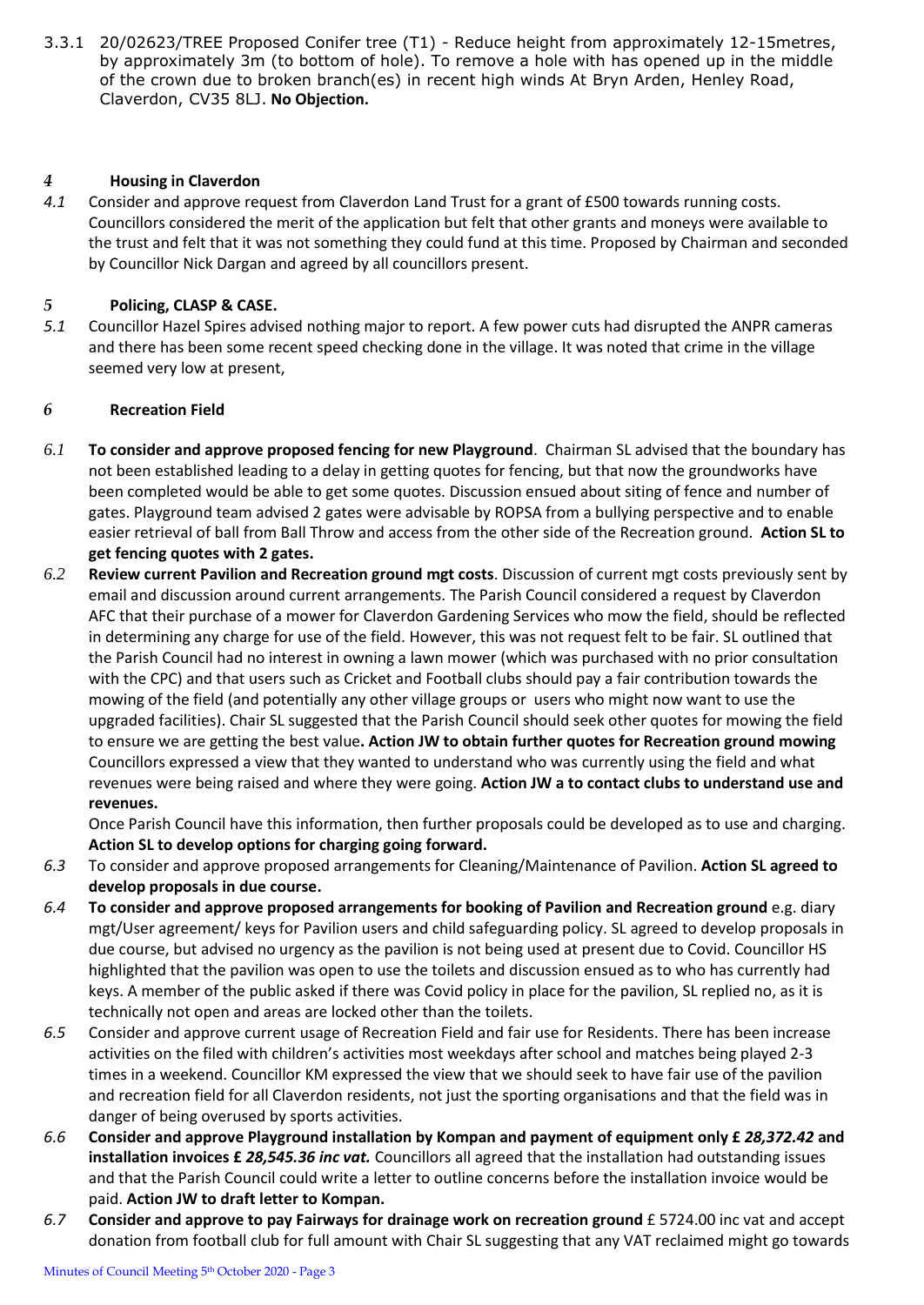3.3.1 20/02623/TREE Proposed Conifer tree (T1) - Reduce height from approximately 12-15metres, by approximately 3m (to bottom of hole). To remove a hole with has opened up in the middle of the crown due to broken branch(es) in recent high winds At Bryn Arden, Henley Road, Claverdon, CV35 8LJ. **No Objection.**

## *4* Housing in Claverdon

*4.1* Consider and approve request from Claverdon Land Trust for a grant of £500 towards running costs. Councillors considered the merit of the application but felt that other grants and moneys were available to the trust and felt that it was not something they could fund at this time. Proposed by Chairman and seconded by Councillor Nick Dargan and agreed by all councillors present.

## *5* Policing, CLASP & CASE.

*5.1* Councillor Hazel Spires advised nothing major to report. A few power cuts had disrupted the ANPR cameras and there has been some recent speed checking done in the village. It was noted that crime in the village seemed very low at present,

## *6* Recreation Field

*6.1* **To consider and approve proposed fencing for new Playground**. Chairman SL advised that the boundary has not been established leading to a delay in getting quotes for fencing, but that now the groundworks have been completed would be able to get some quotes. Discussion ensued about siting of fence and number of gates. Playground team advised 2 gates were advisable by ROPSA from a bullying perspective and to enable easier retrieval of ball from Ball Throw and access from the other side of the Recreation ground. **Action SL to get fencing quotes with 2 gates.**

*6.2* **Review current Pavilion and Recreation ground mgt costs**. Discussion of current mgt costs previously sent by email and discussion around current arrangements. The Parish Council considered a request by Claverdon AFC that their purchase of a mower for Claverdon Gardening Services who mow the field, should be reflected in determining any charge for use of the field. However, this was not request felt to be fair. SL outlined that the Parish Council had no interest in owning a lawn mower (which was purchased with no prior consultation with the CPC) and that users such as Cricket and Football clubs should pay a fair contribution towards the mowing of the field (and potentially any other village groups or users who might now want to use the upgraded facilities). Chair SL suggested that the Parish Council should seek other quotes for mowing the field to ensure we are getting the best value**. Action JW to obtain further quotes for Recreation ground mowing** Councillors expressed a view that they wanted to understand who was currently using the field and what revenues were being raised and where they were going. **Action JW a to contact clubs to understand use and revenues.**

Once Parish Council have this information, then further proposals could be developed as to use and charging. **Action SL to develop options for charging going forward.**

*6.3* To consider and approve proposed arrangements for Cleaning/Maintenance of Pavilion. **Action SL agreed to develop proposals in due course.**

*6.4* **To consider and approve proposed arrangements for booking of Pavilion and Recreation ground** e.g. diary mgt/User agreement/ keys for Pavilion users and child safeguarding policy. SL agreed to develop proposals in due course, but advised no urgency as the pavilion is not being used at present due to Covid. Councillor HS highlighted that the pavilion was open to use the toilets and discussion ensued as to who has currently had keys. A member of the public asked if there was Covid policy in place for the pavilion, SL replied no, as it is technically not open and areas are locked other than the toilets.

*6.5* Consider and approve current usage of Recreation Field and fair use for Residents. There has been increase activities on the filed with children's activities most weekdays after school and matches being played 2-3 times in a weekend. Councillor KM expressed the view that we should seek to have fair use of the pavilion and recreation field for all Claverdon residents, not just the sporting organisations and that the field was in danger of being overused by sports activities.

*6.6* **Consider and approve Playground installation by Kompan and payment of equipment only £ *28,372.42* and installation invoices £ *28,545.36 inc vat.*** Councillors all agreed that the installation had outstanding issues and that the Parish Council could write a letter to outline concerns before the installation invoice would be paid. **Action JW to draft letter to Kompan.**

*6.7* **Consider and approve to pay Fairways for drainage work on recreation ground** £ 5724.00 inc vat and accept donation from football club for full amount with Chair SL suggesting that any VAT reclaimed might go towards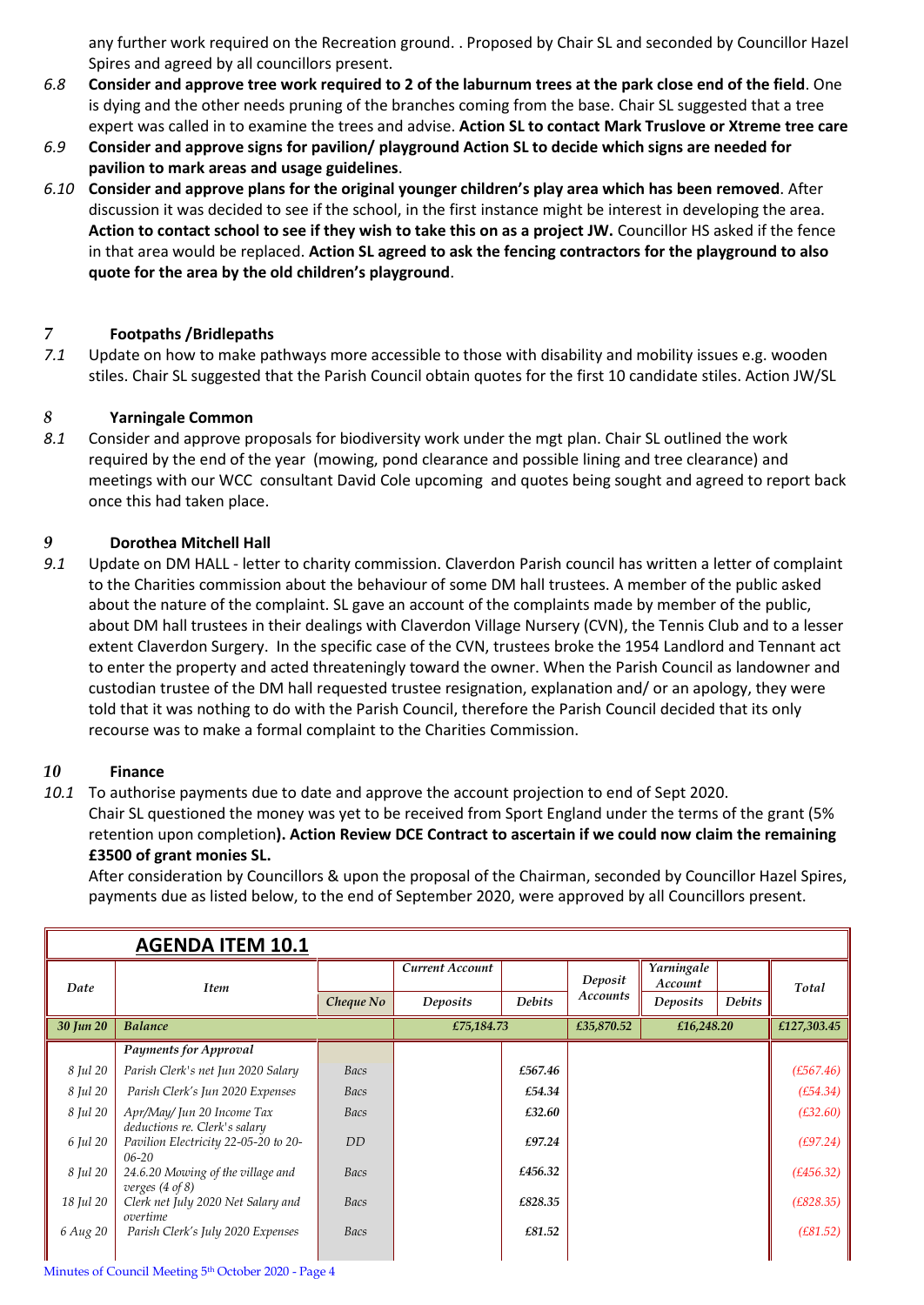any further work required on the Recreation ground. . Proposed by Chair SL and seconded by Councillor Hazel Spires and agreed by all councillors present.

*6.8* **Consider and approve tree work required to 2 of the laburnum trees at the park close end of the field**. One is dying and the other needs pruning of the branches coming from the base. Chair SL suggested that a tree expert was called in to examine the trees and advise. **Action SL to contact Mark Truslove or Xtreme tree care**

*6.9* **Consider and approve signs for pavilion/ playground Action SL to decide which signs are needed for pavilion to mark areas and usage guidelines**.

*6.10* **Consider and approve plans for the original younger children's play area which has been removed**. After discussion it was decided to see if the school, in the first instance might be interest in developing the area. **Action to contact school to see if they wish to take this on as a project JW.** Councillor HS asked if the fence in that area would be replaced. **Action SL agreed to ask the fencing contractors for the playground to also quote for the area by the old children's playground**.

## *7* Footpaths /Bridlepaths

*7.1* Update on how to make pathways more accessible to those with disability and mobility issues e.g. wooden stiles. Chair SL suggested that the Parish Council obtain quotes for the first 10 candidate stiles. Action JW/SL

## *8* Yarningale Common

*8.1* Consider and approve proposals for biodiversity work under the mgt plan. Chair SL outlined the work required by the end of the year (mowing, pond clearance and possible lining and tree clearance) and meetings with our WCC consultant David Cole upcoming and quotes being sought and agreed to report back once this had taken place.

## *9* Dorothea Mitchell Hall

*9.1* Update on DM HALL - letter to charity commission. Claverdon Parish council has written a letter of complaint to the Charities commission about the behaviour of some DM hall trustees. A member of the public asked about the nature of the complaint. SL gave an account of the complaints made by member of the public, about DM hall trustees in their dealings with Claverdon Village Nursery (CVN), the Tennis Club and to a lesser extent Claverdon Surgery. In the specific case of the CVN, trustees broke the 1954 Landlord and Tennant act to enter the property and acted threateningly toward the owner. When the Parish Council as landowner and custodian trustee of the DM hall requested trustee resignation, explanation and/ or an apology, they were told that it was nothing to do with the Parish Council, therefore the Parish Council decided that its only recourse was to make a formal complaint to the Charities Commission.

## *10* Finance

*10.1* To authorise payments due to date and approve the account projection to end of Sept 2020.
Chair SL questioned the money was yet to be received from Sport England under the terms of the grant (5% retention upon completion**). Action Review DCE Contract to ascertain if we could now claim the remaining £3500 of grant monies SL.**
After consideration by Councillors & upon the proposal of the Chairman, seconded by Councillor Hazel Spires, payments due as listed below, to the end of September 2020, were approved by all Councillors present.

| **AGENDA ITEM 10.1** | | | | | | | | |
|---|---|---|---|---|---|---|---|---|
| *Date* | *Item* | | *Current Account* | | *Deposit Accounts* | *Yarningale Account* | | *Total* |
| | | *Cheque No* | *Deposits* | *Debits* | | *Deposits* | *Debits* | |
| ***30 Jun 20*** | ***Balance*** | | ***£75,184.73*** | | ***£35,870.52*** | ***£16,248.20*** | | ***£127,303.45*** |
| | *Payments for Approval* | | | | | | | |
| *8 Jul 20* | *Parish Clerk's net Jun 2020 Salary* | *Bacs* | | *£567.46* | | | | *(£567.46)* |
| *8 Jul 20* | *Parish Clerk's Jun 2020 Expenses* | *Bacs* | | *£54.34* | | | | *(£54.34)* |
| *8 Jul 20* | *Apr/May/ Jun 20 Income Tax deductions re. Clerk's salary* | *Bacs* | | *£32.60* | | | | *(£32.60)* |
| *6 Jul 20* | *Pavilion Electricity 22-05-20 to 20-06-20* | *DD* | | *£97.24* | | | | *(£97.24)* |
| *8 Jul 20* | *24.6.20 Mowing of the village and verges (4 of 8)* | *Bacs* | | *£456.32* | | | | *(£456.32)* |
| *18 Jul 20* | *Clerk net July 2020 Net Salary and overtime* | *Bacs* | | *£828.35* | | | | *(£828.35)* |
| *6 Aug 20* | *Parish Clerk's July 2020 Expenses* | *Bacs* | | *£81.52* | | | | *(£81.52)* |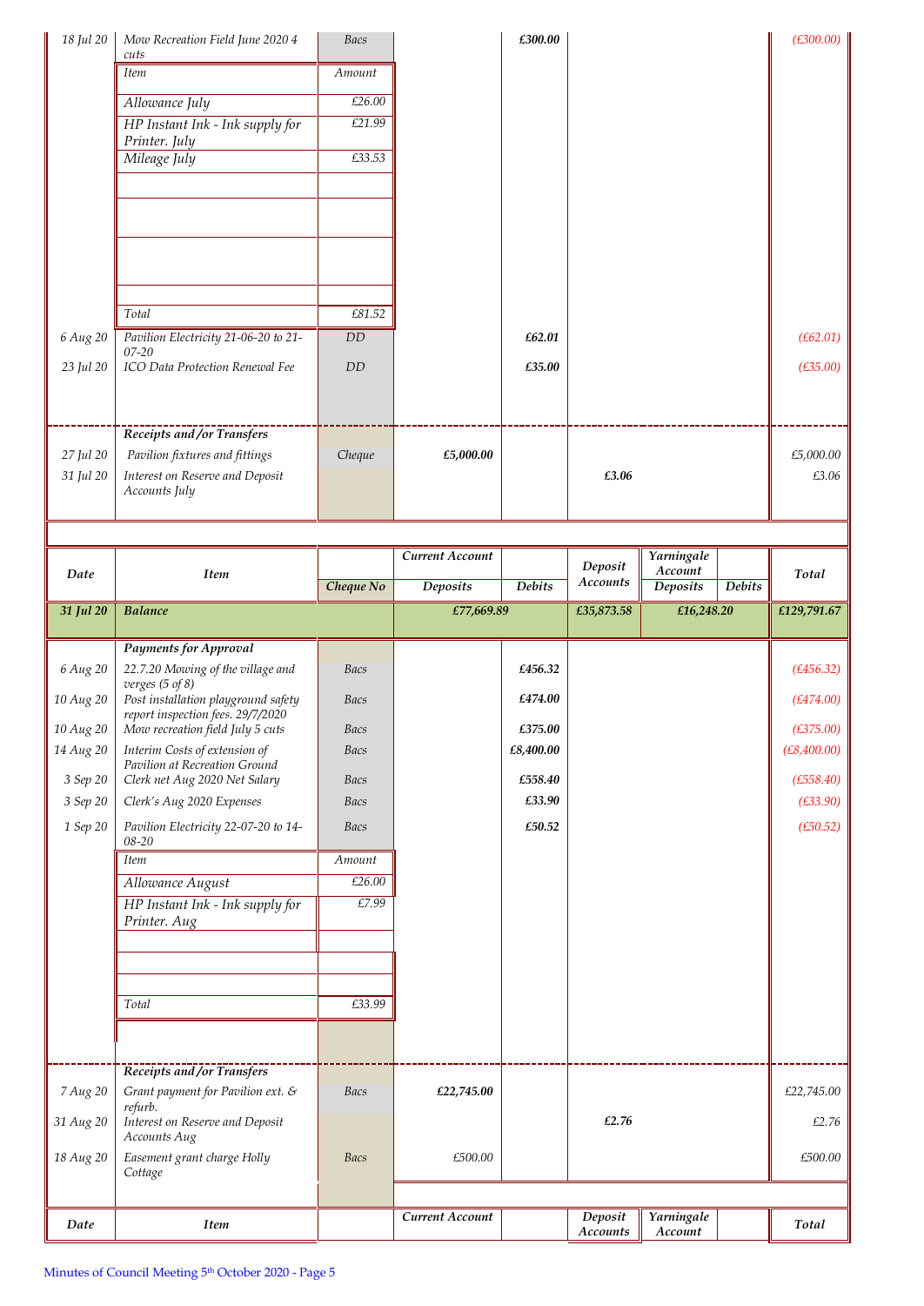| Date | Item | Cheque No | Current Account Deposits | Current Account Debits | Deposit Accounts | Yarningale Account Deposits | Yarningale Account Debits | Total |
|---|---|---|---|---|---|---|---|---|
| 18 Jul 20 | Mow Recreation Field June 2020 4 cuts | Bacs | | £300.00 | | | | (£300.00) |
| | Item | Amount | | | | | | |
| | Allowance July | £26.00 | | | | | | |
| | HP Instant Ink - Ink supply for Printer. July | £21.99 | | | | | | |
| | Mileage July | £33.53 | | | | | | |
| | Total | £81.52 | | | | | | |
| 6 Aug 20 | Pavilion Electricity 21-06-20 to 21-07-20 | DD | | £62.01 | | | | (£62.01) |
| 23 Jul 20 | ICO Data Protection Renewal Fee | DD | | £35.00 | | | | (£35.00) |
| | **Receipts and/or Transfers** | | | | | | | |
| 27 Jul 20 | Pavilion fixtures and fittings | Cheque | £5,000.00 | | | | | £5,000.00 |
| 31 Jul 20 | Interest on Reserve and Deposit Accounts July | | | | £3.06 | | | £3.06 |

| Date | Item | Cheque No | Current Account Deposits | Current Account Debits | Deposit Accounts | Yarningale Account Deposits | Yarningale Account Debits | Total |
|---|---|---|---|---|---|---|---|---|
| **31 Jul 20** | **Balance** | | **£77,669.89** | | **£35,873.58** | **£16,248.20** | | **£129,791.67** |
| | **Payments for Approval** | | | | | | | |
| 6 Aug 20 | 22.7.20 Mowing of the village and verges (5 of 8) | Bacs | | £456.32 | | | | (£456.32) |
| 10 Aug 20 | Post installation playground safety report inspection fees. 29/7/2020 | Bacs | | £474.00 | | | | (£474.00) |
| 10 Aug 20 | Mow recreation field July 5 cuts | Bacs | | £375.00 | | | | (£375.00) |
| 14 Aug 20 | Interim Costs of extension of Pavilion at Recreation Ground | Bacs | | £8,400.00 | | | | (£8,400.00) |
| 3 Sep 20 | Clerk net Aug 2020 Net Salary | Bacs | | £558.40 | | | | (£558.40) |
| 3 Sep 20 | Clerk's Aug 2020 Expenses | Bacs | | £33.90 | | | | (£33.90) |
| 1 Sep 20 | Pavilion Electricity 22-07-20 to 14-08-20 | Bacs | | £50.52 | | | | (£50.52) |
| | Item | Amount | | | | | | |
| | Allowance August | £26.00 | | | | | | |
| | HP Instant Ink - Ink supply for Printer. Aug | £7.99 | | | | | | |
| | Total | £33.99 | | | | | | |
| | **Receipts and/or Transfers** | | | | | | | |
| 7 Aug 20 | Grant payment for Pavilion ext. & refurb. | Bacs | £22,745.00 | | | | | £22,745.00 |
| 31 Aug 20 | Interest on Reserve and Deposit Accounts Aug | | | | £2.76 | | | £2.76 |
| 18 Aug 20 | Easement grant charge Holly Cottage | Bacs | £500.00 | | | | | £500.00 |

| Date | Item | | Current Account | | Deposit Accounts | Yarningale Account | | Total |
|---|---|---|---|---|---|---|---|---|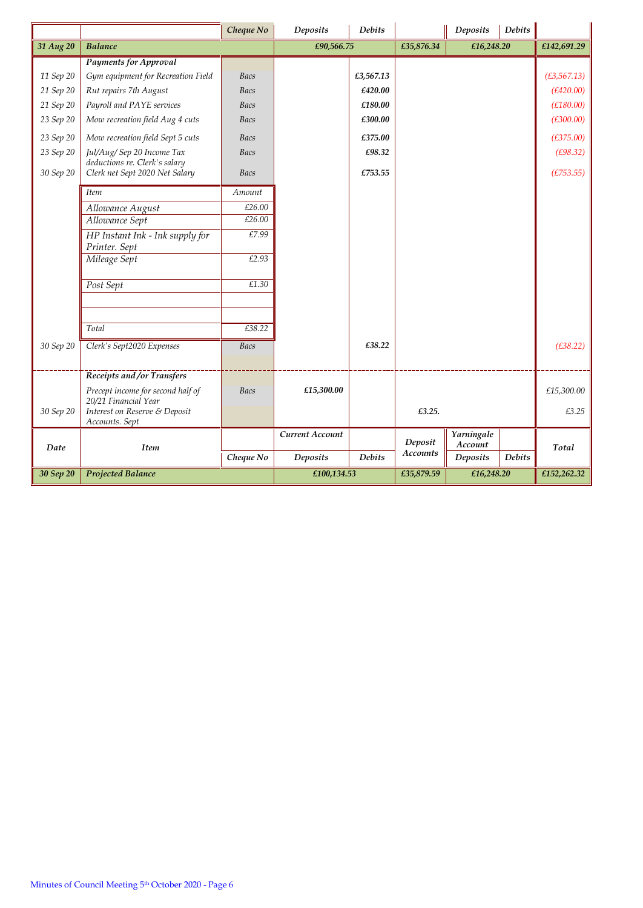| Date | Item | Cheque No | Current Account Deposits | Current Account Debits | Deposit Accounts | Yarningale Account Deposits | Yarningale Account Debits | Total |
|---|---|---|---|---|---|---|---|---|
| 31 Aug 20 | Balance | | £90,566.75 | | £35,876.34 | £16,248.20 | | £142,691.29 |
| | **Payments for Approval** | | | | | | | |
| 11 Sep 20 | Gym equipment for Recreation Field | Bacs | | £3,567.13 | | | | (£3,567.13) |
| 21 Sep 20 | Rut repairs 7th August | Bacs | | £420.00 | | | | (£420.00) |
| 21 Sep 20 | Payroll and PAYE services | Bacs | | £180.00 | | | | (£180.00) |
| 23 Sep 20 | Mow recreation field Aug 4 cuts | Bacs | | £300.00 | | | | (£300.00) |
| 23 Sep 20 | Mow recreation field Sept 5 cuts | Bacs | | £375.00 | | | | (£375.00) |
| 23 Sep 20 | Jul/Aug/ Sep 20 Income Tax deductions re. Clerk's salary | Bacs | | £98.32 | | | | (£98.32) |
| 30 Sep 20 | Clerk net Sept 2020 Net Salary | Bacs | | £753.55 | | | | (£753.55) |
| 30 Sep 20 | Clerk's Sept2020 Expenses | Bacs | | £38.22 | | | | (£38.22) |
| | **Receipts and /or Transfers** | | | | | | | |
| | Precept income for second half of 20/21 Financial Year | Bacs | £15,300.00 | | | | | £15,300.00 |
| 30 Sep 20 | Interest on Reserve & Deposit Accounts. Sept | | | | £3.25. | | | £3.25 |
| 30 Sep 20 | Projected Balance | | £100,134.53 | | £35,879.59 | £16,248.20 | | £152,262.32 |

| Item | Amount |
|---|---|
| Allowance August | £26.00 |
| Allowance Sept | £26.00 |
| HP Instant Ink - Ink supply for Printer. Sept | £7.99 |
| Mileage Sept | £2.93 |
| Post Sept | £1.30 |
| | |
| | |
| Total | £38.22 |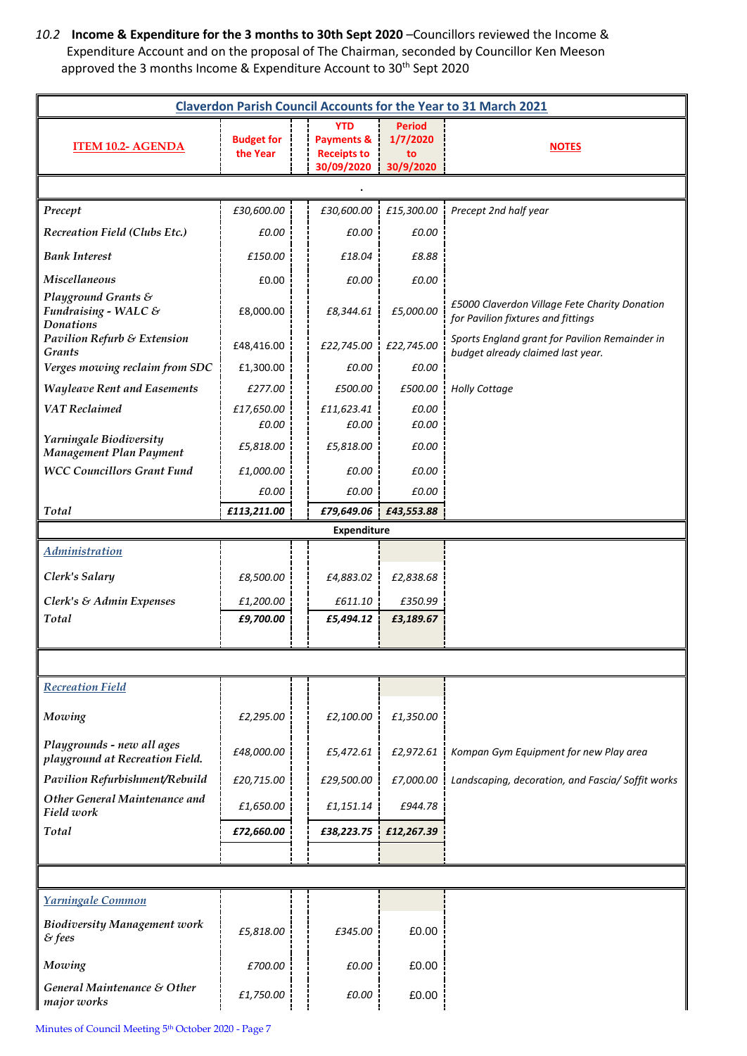*10.2* **Income & Expenditure for the 3 months to 30th Sept 2020** –Councillors reviewed the Income & Expenditure Account and on the proposal of The Chairman, seconded by Councillor Ken Meeson approved the 3 months Income & Expenditure Account to 30th Sept 2020

| Claverdon Parish Council Accounts for the Year to 31 March 2021 | | | | |
|---|---|---|---|---|
| **ITEM 10.2- AGENDA** | **Budget for the Year** | **YTD Payments & Receipts to 30/09/2020** | **Period 1/7/2020 to 30/9/2020** | **NOTES** |
| . | | | | |
| *Precept* | *£30,600.00* | *£30,600.00* | *£15,300.00* | *Precept 2nd half year* |
| *Recreation Field (Clubs Etc.)* | *£0.00* | *£0.00* | *£0.00* | |
| *Bank Interest* | *£150.00* | *£18.04* | *£8.88* | |
| *Miscellaneous* | £0.00 | *£0.00* | *£0.00* | |
| *Playground Grants & Fundraising - WALC & Donations* | £8,000.00 | *£8,344.61* | *£5,000.00* | *£5000 Claverdon Village Fete Charity Donation for Pavilion fixtures and fittings* |
| *Pavilion Refurb & Extension Grants* | £48,416.00 | *£22,745.00* | *£22,745.00* | *Sports England grant for Pavilion Remainder in budget already claimed last year.* |
| *Verges mowing reclaim from SDC* | £1,300.00 | *£0.00* | *£0.00* | |
| *Wayleave Rent and Easements* | *£277.00* | *£500.00* | *£500.00* | *Holly Cottage* |
| *VAT Reclaimed* | *£17,650.00* | *£11,623.41* | *£0.00* | |
| | *£0.00* | *£0.00* | *£0.00* | |
| *Yarningale Biodiversity Management Plan Payment* | *£5,818.00* | *£5,818.00* | *£0.00* | |
| *WCC Councillors Grant Fund* | *£1,000.00* | *£0.00* | *£0.00* | |
| | *£0.00* | *£0.00* | *£0.00* | |
| *Total* | ***£113,211.00*** | ***£79,649.06*** | ***£43,553.88*** | |
| **Expenditure** | | | | |
| *Administration* | | | | |
| *Clerk's Salary* | *£8,500.00* | *£4,883.02* | *£2,838.68* | |
| *Clerk's & Admin Expenses* | *£1,200.00* | *£611.10* | *£350.99* | |
| *Total* | ***£9,700.00*** | ***£5,494.12*** | ***£3,189.67*** | |
| *Recreation Field* | | | | |
| *Mowing* | *£2,295.00* | *£2,100.00* | *£1,350.00* | |
| *Playgrounds - new all ages playground at Recreation Field.* | *£48,000.00* | *£5,472.61* | *£2,972.61* | *Kompan Gym Equipment for new Play area* |
| *Pavilion Refurbishment/Rebuild* | *£20,715.00* | *£29,500.00* | *£7,000.00* | *Landscaping, decoration, and Fascia/ Soffit works* |
| *Other General Maintenance and Field work* | *£1,650.00* | *£1,151.14* | *£944.78* | |
| *Total* | ***£72,660.00*** | ***£38,223.75*** | ***£12,267.39*** | |
| *Yarningale Common* | | | | |
| *Biodiversity Management work & fees* | *£5,818.00* | *£345.00* | £0.00 | |
| *Mowing* | *£700.00* | *£0.00* | £0.00 | |
| *General Maintenance & Other major works* | *£1,750.00* | *£0.00* | £0.00 | |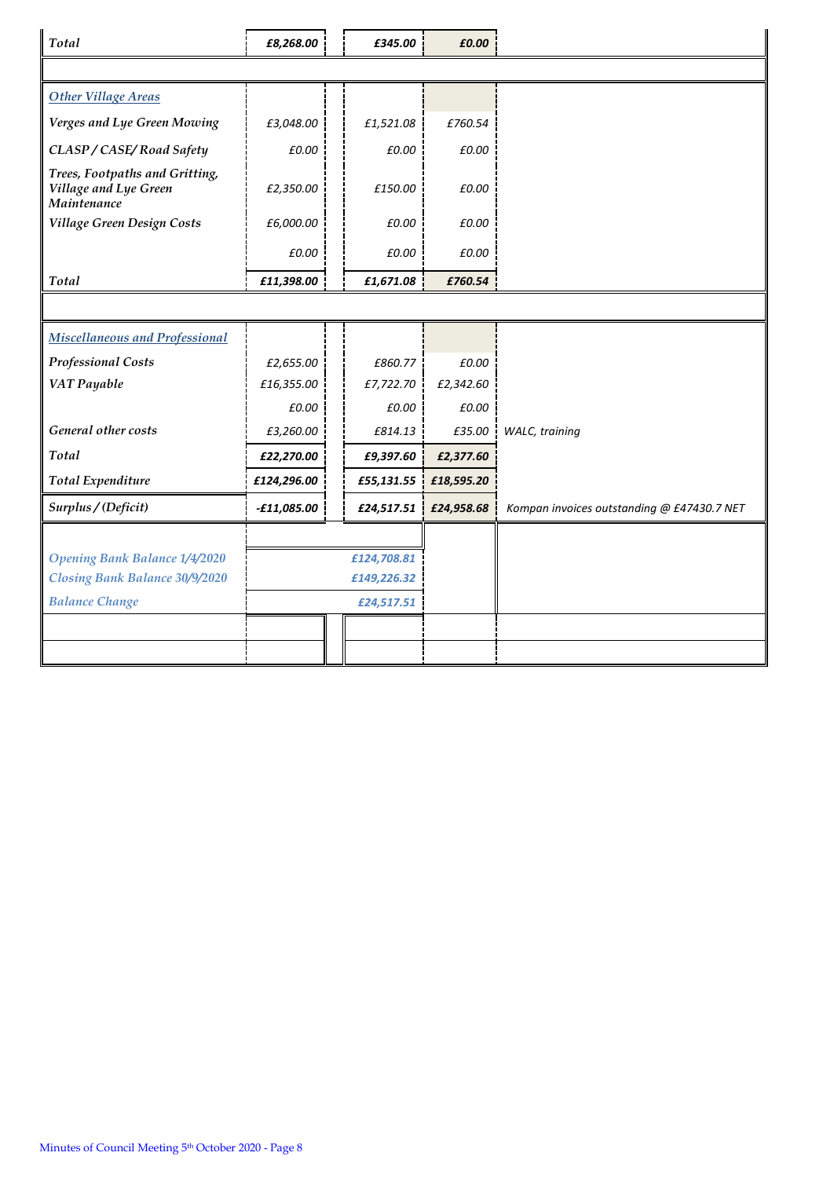| | | | | |
|---|---|---|---|---|
| *Total* | ***£8,268.00*** | ***£345.00*** | ***£0.00*** | |
| | | | | |
| ***Other Village Areas*** | | | | |
| ***Verges and Lye Green Mowing*** | *£3,048.00* | *£1,521.08* | *£760.54* | |
| ***CLASP / CASE/ Road Safety*** | *£0.00* | *£0.00* | *£0.00* | |
| ***Trees, Footpaths and Gritting, Village and Lye Green Maintenance*** | *£2,350.00* | *£150.00* | *£0.00* | |
| ***Village Green Design Costs*** | *£6,000.00* | *£0.00* | *£0.00* | |
| | *£0.00* | *£0.00* | *£0.00* | |
| *Total* | ***£11,398.00*** | ***£1,671.08*** | ***£760.54*** | |
| | | | | |
| ***Miscellaneous and Professional*** | | | | |
| ***Professional Costs*** | *£2,655.00* | *£860.77* | *£0.00* | |
| ***VAT Payable*** | *£16,355.00* | *£7,722.70* | *£2,342.60* | |
| | *£0.00* | *£0.00* | *£0.00* | |
| ***General other costs*** | *£3,260.00* | *£814.13* | *£35.00* | *WALC, training* |
| *Total* | ***£22,270.00*** | ***£9,397.60*** | ***£2,377.60*** | |
| *Total Expenditure* | ***£124,296.00*** | ***£55,131.55*** | ***£18,595.20*** | |
| *Surplus / (Deficit)* | ***-£11,085.00*** | ***£24,517.51*** | ***£24,958.68*** | *Kompan invoices outstanding @ £47430.7 NET* |
| | | | | |
| *Opening Bank Balance 1/4/2020* | | ***£124,708.81*** | | |
| *Closing Bank Balance 30/9/2020* | | ***£149,226.32*** | | |
| *Balance Change* | | ***£24,517.51*** | | |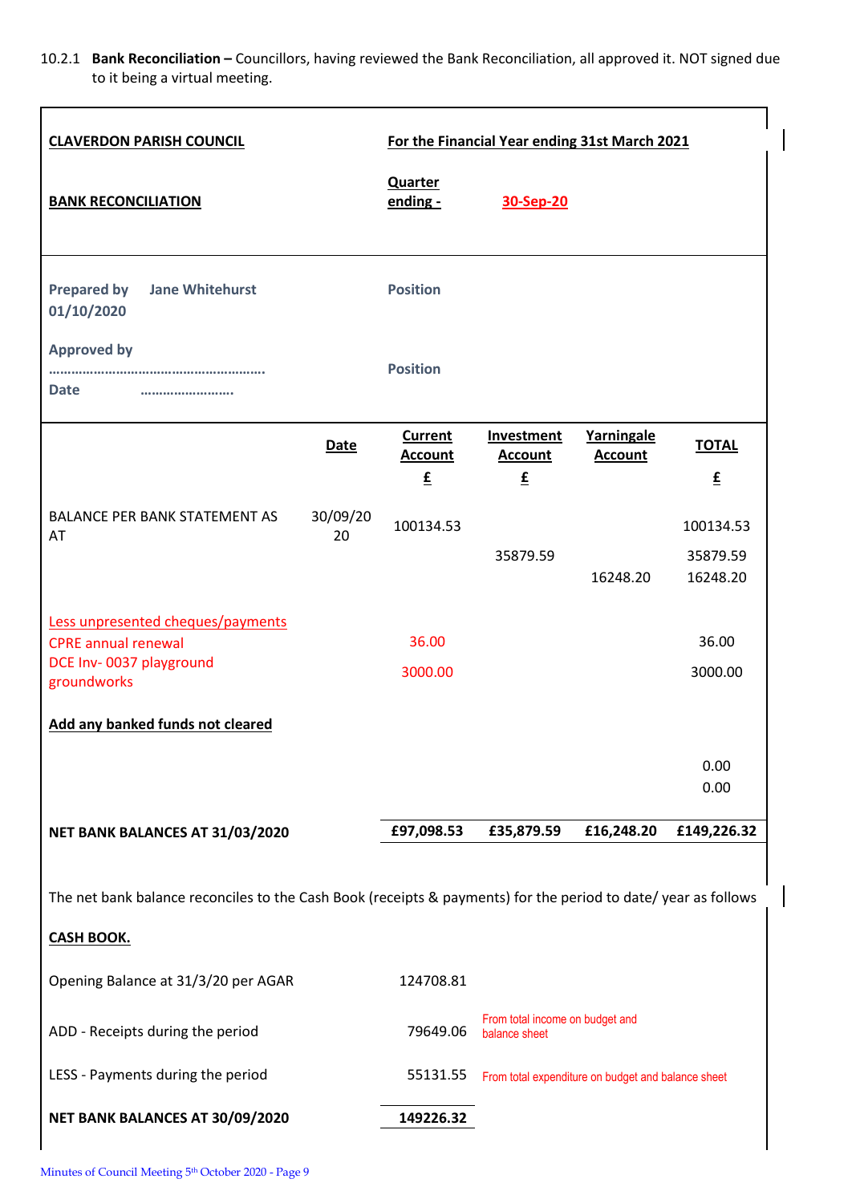10.2.1 **Bank Reconciliation –** Councillors, having reviewed the Bank Reconciliation, all approved it. NOT signed due to it being a virtual meeting.

| **CLAVERDON PARISH COUNCIL** | | **For the Financial Year ending 31st March 2021** | | | |
|---|---|---|---|---|---|
| **BANK RECONCILIATION** | | **Quarter ending -** | **30-Sep-20** | | |
| **Prepared by** **Jane Whitehurst** **01/10/2020** | | **Position** | | | |
| **Approved by** ……………………………………………… **Date** ……………………. | | **Position** | | | |
| | **Date** | **Current Account £** | **Investment Account £** | **Yarningale Account** | **TOTAL £** |
| BALANCE PER BANK STATEMENT AS AT | 30/09/2020 | 100134.53 | | | 100134.53 |
| | | | 35879.59 | | 35879.59 |
| | | | | 16248.20 | 16248.20 |
| Less unpresented cheques/payments | | | | | |
| CPRE annual renewal | | 36.00 | | | 36.00 |
| DCE Inv- 0037 playground groundworks | | 3000.00 | | | 3000.00 |
| **Add any banked funds not cleared** | | | | | |
| | | | | | 0.00 |
| | | | | | 0.00 |
| **NET BANK BALANCES AT 31/03/2020** | | **£97,098.53** | **£35,879.59** | **£16,248.20** | **£149,226.32** |

The net bank balance reconciles to the Cash Book (receipts & payments) for the period to date/ year as follows

**CASH BOOK.**

| | | |
|---|---|---|
| Opening Balance at 31/3/20 per AGAR | 124708.81 | |
| ADD - Receipts during the period | 79649.06 | From total income on budget and balance sheet |
| LESS - Payments during the period | 55131.55 | From total expenditure on budget and balance sheet |
| **NET BANK BALANCES AT 30/09/2020** | **149226.32** | |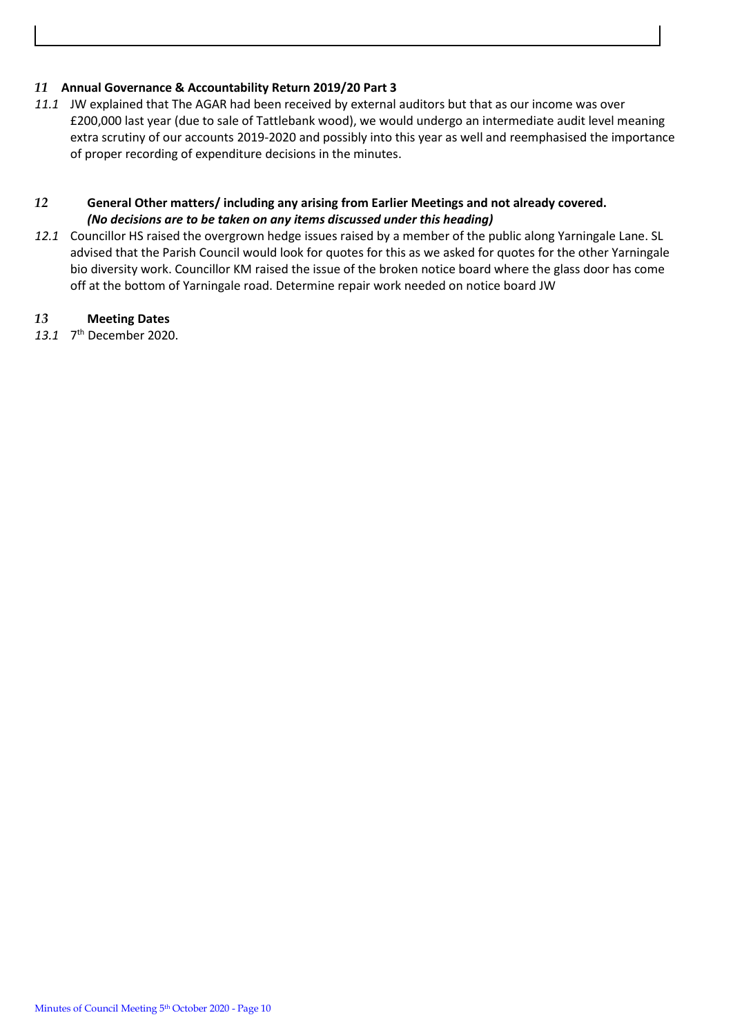## 11 Annual Governance & Accountability Return 2019/20 Part 3

*11.1* JW explained that The AGAR had been received by external auditors but that as our income was over £200,000 last year (due to sale of Tattlebank wood), we would undergo an intermediate audit level meaning extra scrutiny of our accounts 2019-2020 and possibly into this year as well and reemphasised the importance of proper recording of expenditure decisions in the minutes.

## 12 General Other matters/ including any arising from Earlier Meetings and not already covered.

***(No decisions are to be taken on any items discussed under this heading)***

*12.1* Councillor HS raised the overgrown hedge issues raised by a member of the public along Yarningale Lane. SL advised that the Parish Council would look for quotes for this as we asked for quotes for the other Yarningale bio diversity work. Councillor KM raised the issue of the broken notice board where the glass door has come off at the bottom of Yarningale road. Determine repair work needed on notice board JW

## 13 Meeting Dates

*13.1* 7th December 2020.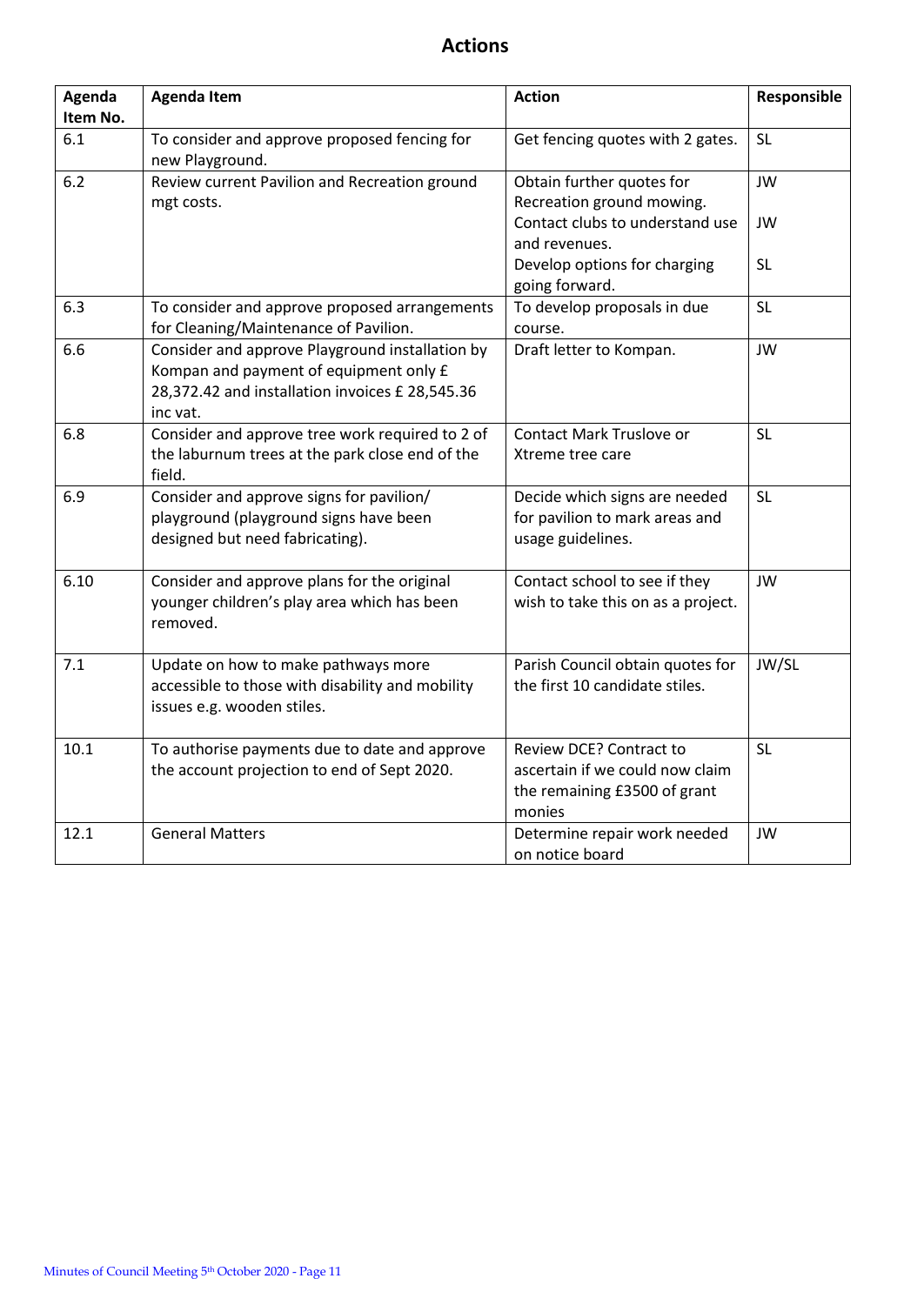# Actions

| Agenda Item No. | Agenda Item | Action | Responsible |
|---|---|---|---|
| 6.1 | To consider and approve proposed fencing for new Playground. | Get fencing quotes with 2 gates. | SL |
| 6.2 | Review current Pavilion and Recreation ground mgt costs. | Obtain further quotes for Recreation ground mowing.<br>Contact clubs to understand use and revenues.<br>Develop options for charging going forward. | JW<br>JW<br>SL |
| 6.3 | To consider and approve proposed arrangements for Cleaning/Maintenance of Pavilion. | To develop proposals in due course. | SL |
| 6.6 | Consider and approve Playground installation by Kompan and payment of equipment only £ 28,372.42 and installation invoices £ 28,545.36 inc vat. | Draft letter to Kompan. | JW |
| 6.8 | Consider and approve tree work required to 2 of the laburnum trees at the park close end of the field. | Contact Mark Truslove or Xtreme tree care | SL |
| 6.9 | Consider and approve signs for pavilion/ playground (playground signs have been designed but need fabricating). | Decide which signs are needed for pavilion to mark areas and usage guidelines. | SL |
| 6.10 | Consider and approve plans for the original younger children's play area which has been removed. | Contact school to see if they wish to take this on as a project. | JW |
| 7.1 | Update on how to make pathways more accessible to those with disability and mobility issues e.g. wooden stiles. | Parish Council obtain quotes for the first 10 candidate stiles. | JW/SL |
| 10.1 | To authorise payments due to date and approve the account projection to end of Sept 2020. | Review DCE? Contract to ascertain if we could now claim the remaining £3500 of grant monies | SL |
| 12.1 | General Matters | Determine repair work needed on notice board | JW |